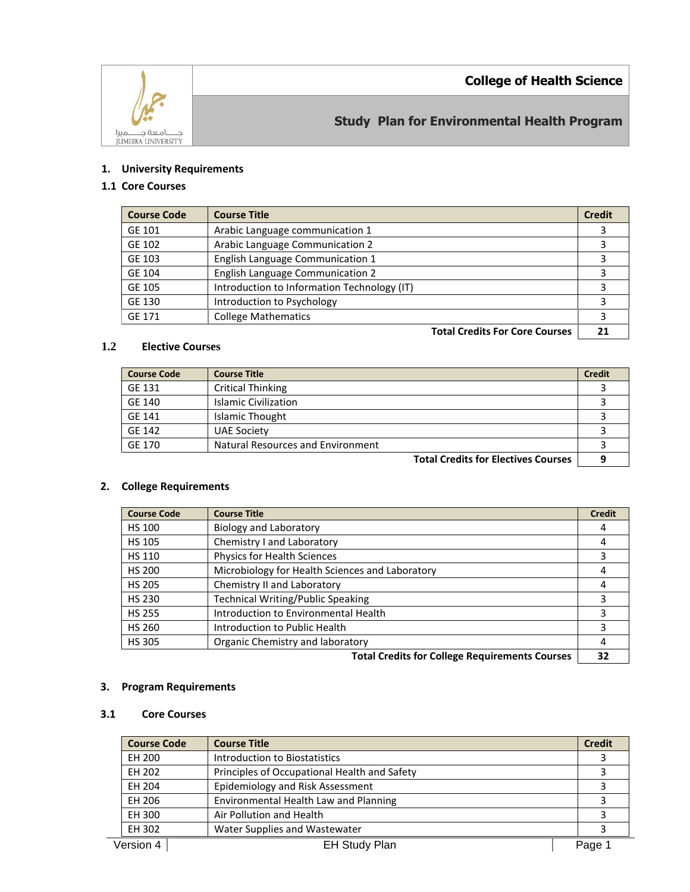# College of Health Science

## Study Plan for Environmental Health Program

## 1. University Requirements

### 1.1 Core Courses

| Course Code | Course Title | Credit |
|---|---|---|
| GE 101 | Arabic Language communication 1 | 3 |
| GE 102 | Arabic Language Communication 2 | 3 |
| GE 103 | English Language Communication 1 | 3 |
| GE 104 | English Language Communication 2 | 3 |
| GE 105 | Introduction to Information Technology (IT) | 3 |
| GE 130 | Introduction to Psychology | 3 |
| GE 171 | College Mathematics | 3 |
| | **Total Credits For Core Courses** | **21** |

### 1.2 Elective Courses

| Course Code | Course Title | Credit |
|---|---|---|
| GE 131 | Critical Thinking | 3 |
| GE 140 | Islamic Civilization | 3 |
| GE 141 | Islamic Thought | 3 |
| GE 142 | UAE Society | 3 |
| GE 170 | Natural Resources and Environment | 3 |
| | **Total Credits for Electives Courses** | **9** |

## 2. College Requirements

| Course Code | Course Title | Credit |
|---|---|---|
| HS 100 | Biology and Laboratory | 4 |
| HS 105 | Chemistry I and Laboratory | 4 |
| HS 110 | Physics for Health Sciences | 3 |
| HS 200 | Microbiology for Health Sciences and Laboratory | 4 |
| HS 205 | Chemistry II and Laboratory | 4 |
| HS 230 | Technical Writing/Public Speaking | 3 |
| HS 255 | Introduction to Environmental Health | 3 |
| HS 260 | Introduction to Public Health | 3 |
| HS 305 | Organic Chemistry and laboratory | 4 |
| | **Total Credits for College Requirements Courses** | **32** |

## 3. Program Requirements

### 3.1 Core Courses

| Course Code | Course Title | Credit |
|---|---|---|
| EH 200 | Introduction to Biostatistics | 3 |
| EH 202 | Principles of Occupational Health and Safety | 3 |
| EH 204 | Epidemiology and Risk Assessment | 3 |
| EH 206 | Environmental Health Law and Planning | 3 |
| EH 300 | Air Pollution and Health | 3 |
| EH 302 | Water Supplies and Wastewater | 3 |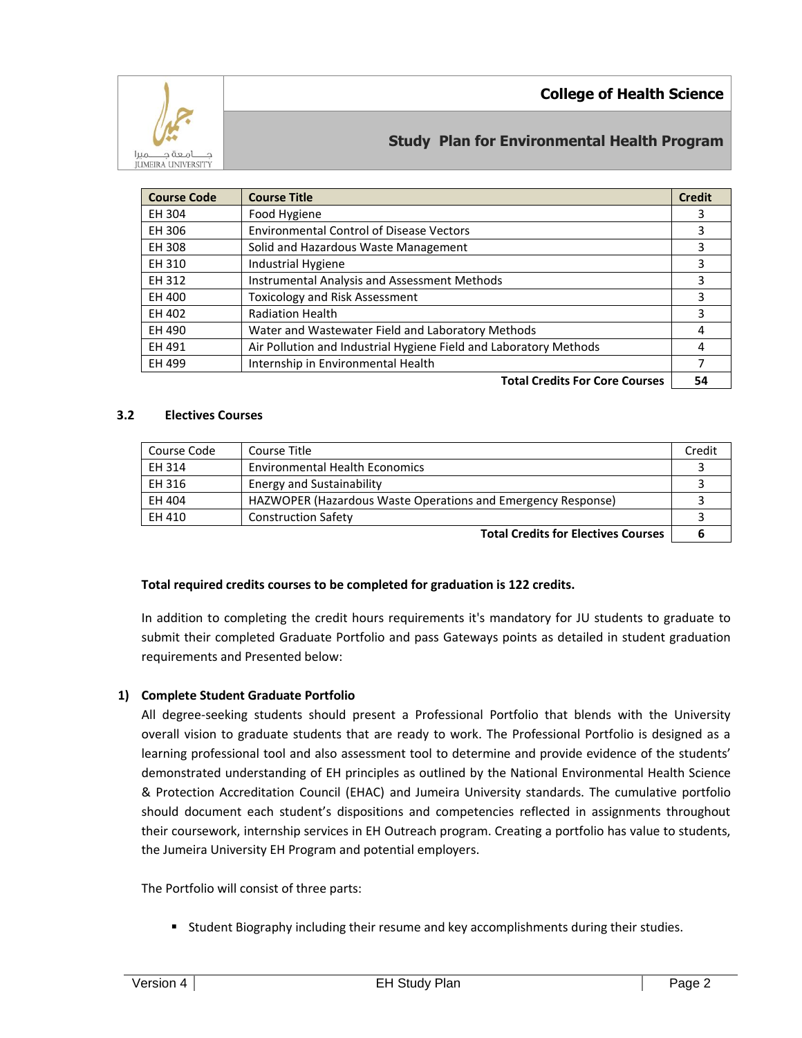| Course Code | Course Title | Credit |
|---|---|---|
| EH 304 | Food Hygiene | 3 |
| EH 306 | Environmental Control of Disease Vectors | 3 |
| EH 308 | Solid and Hazardous Waste Management | 3 |
| EH 310 | Industrial Hygiene | 3 |
| EH 312 | Instrumental Analysis and Assessment Methods | 3 |
| EH 400 | Toxicology and Risk Assessment | 3 |
| EH 402 | Radiation Health | 3 |
| EH 490 | Water and Wastewater Field and Laboratory Methods | 4 |
| EH 491 | Air Pollution and Industrial Hygiene Field and Laboratory Methods | 4 |
| EH 499 | Internship in Environmental Health | 7 |
| | **Total Credits For Core Courses** | **54** |

### 3.2 Electives Courses

| Course Code | Course Title | Credit |
|---|---|---|
| EH 314 | Environmental Health Economics | 3 |
| EH 316 | Energy and Sustainability | 3 |
| EH 404 | HAZWOPER (Hazardous Waste Operations and Emergency Response) | 3 |
| EH 410 | Construction Safety | 3 |
| | **Total Credits for Electives Courses** | **6** |

**Total required credits courses to be completed for graduation is 122 credits.**

In addition to completing the credit hours requirements it's mandatory for JU students to graduate to submit their completed Graduate Portfolio and pass Gateways points as detailed in student graduation requirements and Presented below:

**1) Complete Student Graduate Portfolio**

All degree-seeking students should present a Professional Portfolio that blends with the University overall vision to graduate students that are ready to work. The Professional Portfolio is designed as a learning professional tool and also assessment tool to determine and provide evidence of the students' demonstrated understanding of EH principles as outlined by the National Environmental Health Science & Protection Accreditation Council (EHAC) and Jumeira University standards. The cumulative portfolio should document each student's dispositions and competencies reflected in assignments throughout their coursework, internship services in EH Outreach program. Creating a portfolio has value to students, the Jumeira University EH Program and potential employers.

The Portfolio will consist of three parts:

- Student Biography including their resume and key accomplishments during their studies.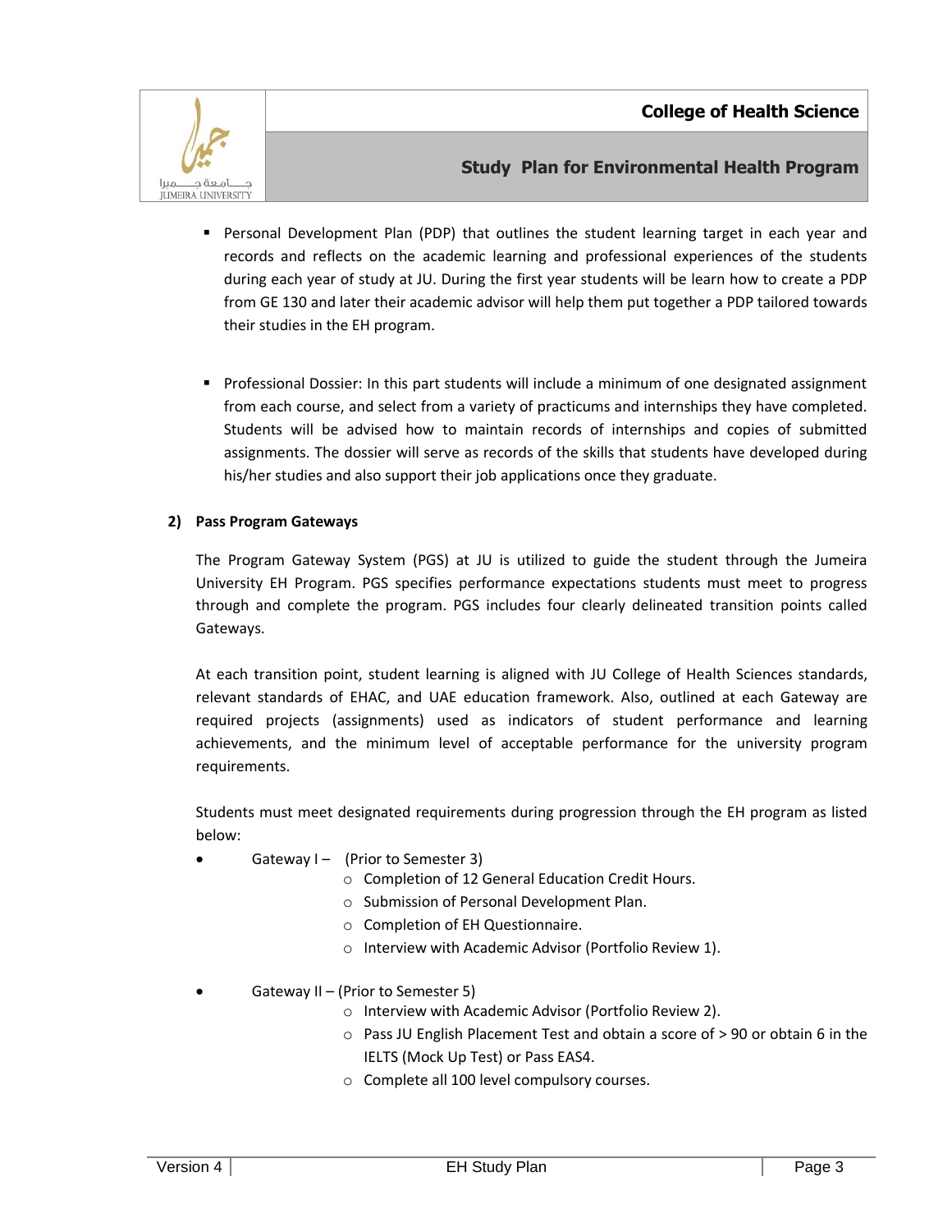- Personal Development Plan (PDP) that outlines the student learning target in each year and records and reflects on the academic learning and professional experiences of the students during each year of study at JU. During the first year students will be learn how to create a PDP from GE 130 and later their academic advisor will help them put together a PDP tailored towards their studies in the EH program.

- Professional Dossier: In this part students will include a minimum of one designated assignment from each course, and select from a variety of practicums and internships they have completed. Students will be advised how to maintain records of internships and copies of submitted assignments. The dossier will serve as records of the skills that students have developed during his/her studies and also support their job applications once they graduate.

**2) Pass Program Gateways**

The Program Gateway System (PGS) at JU is utilized to guide the student through the Jumeira University EH Program. PGS specifies performance expectations students must meet to progress through and complete the program. PGS includes four clearly delineated transition points called Gateways.

At each transition point, student learning is aligned with JU College of Health Sciences standards, relevant standards of EHAC, and UAE education framework. Also, outlined at each Gateway are required projects (assignments) used as indicators of student performance and learning achievements, and the minimum level of acceptable performance for the university program requirements.

Students must meet designated requirements during progression through the EH program as listed below:

- Gateway I – (Prior to Semester 3)
  - Completion of 12 General Education Credit Hours.
  - Submission of Personal Development Plan.
  - Completion of EH Questionnaire.
  - Interview with Academic Advisor (Portfolio Review 1).

- Gateway II – (Prior to Semester 5)
  - Interview with Academic Advisor (Portfolio Review 2).
  - Pass JU English Placement Test and obtain a score of > 90 or obtain 6 in the IELTS (Mock Up Test) or Pass EAS4.
  - Complete all 100 level compulsory courses.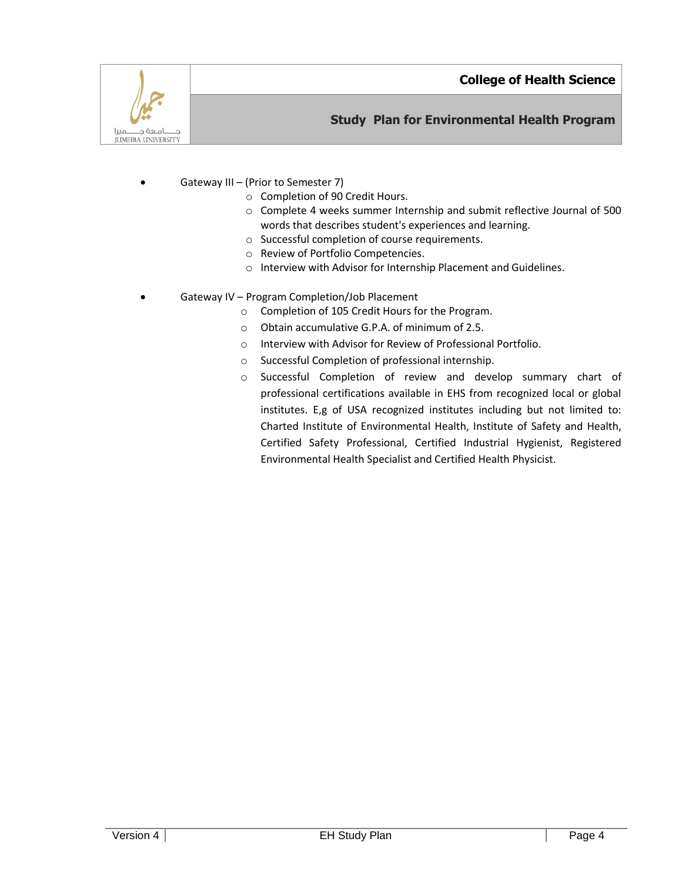- Gateway III – (Prior to Semester 7)
  - Completion of 90 Credit Hours.
  - Complete 4 weeks summer Internship and submit reflective Journal of 500 words that describes student's experiences and learning.
  - Successful completion of course requirements.
  - Review of Portfolio Competencies.
  - Interview with Advisor for Internship Placement and Guidelines.

- Gateway IV – Program Completion/Job Placement
  - Completion of 105 Credit Hours for the Program.
  - Obtain accumulative G.P.A. of minimum of 2.5.
  - Interview with Advisor for Review of Professional Portfolio.
  - Successful Completion of professional internship.
  - Successful Completion of review and develop summary chart of professional certifications available in EHS from recognized local or global institutes. E,g of USA recognized institutes including but not limited to: Charted Institute of Environmental Health, Institute of Safety and Health, Certified Safety Professional, Certified Industrial Hygienist, Registered Environmental Health Specialist and Certified Health Physicist.